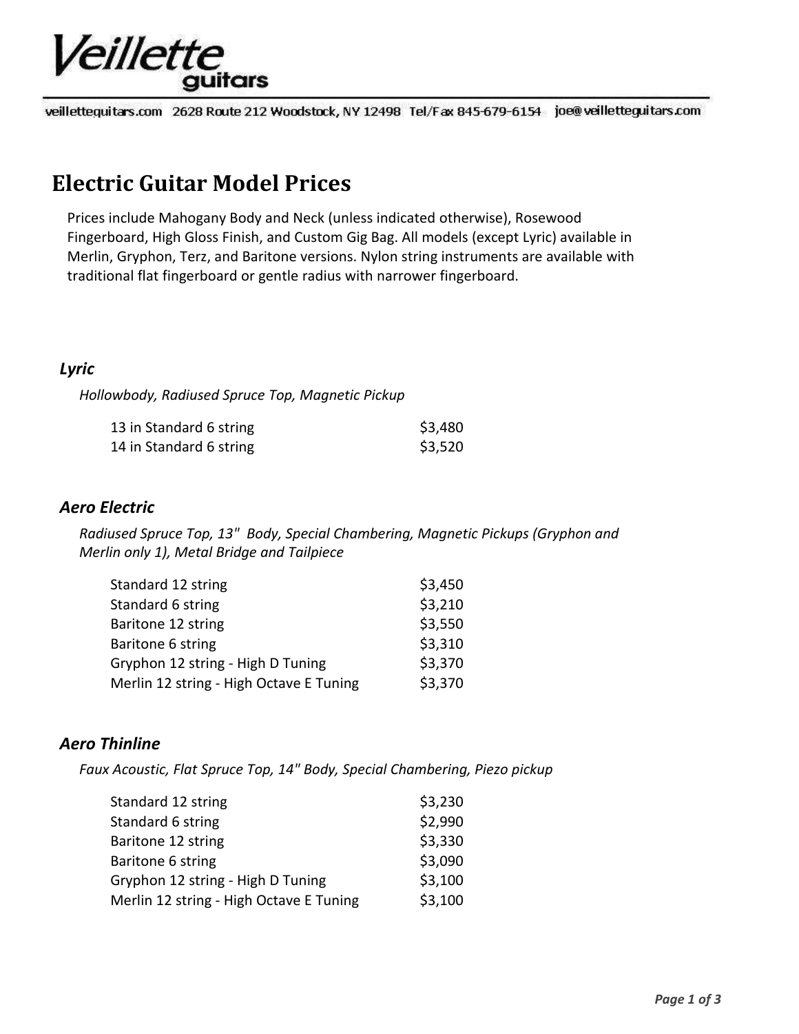# Veillette guitars

veilletteguitars.com 2628 Route 212 Woodstock, NY 12498 Tel/Fax 845-679-6154 joe@veilletteguitars.com

## Electric Guitar Model Prices

Prices include Mahogany Body and Neck (unless indicated otherwise), Rosewood Fingerboard, High Gloss Finish, and Custom Gig Bag. All models (except Lyric) available in Merlin, Gryphon, Terz, and Baritone versions. Nylon string instruments are available with traditional flat fingerboard or gentle radius with narrower fingerboard.

### *Lyric*

*Hollowbody, Radiused Spruce Top, Magnetic Pickup*

| Model | Price |
|---|---|
| 13 in Standard 6 string | $3,480 |
| 14 in Standard 6 string | $3,520 |

### *Aero Electric*

*Radiused Spruce Top, 13" Body, Special Chambering, Magnetic Pickups (Gryphon and Merlin only 1), Metal Bridge and Tailpiece*

| Model | Price |
|---|---|
| Standard 12 string | $3,450 |
| Standard 6 string | $3,210 |
| Baritone 12 string | $3,550 |
| Baritone 6 string | $3,310 |
| Gryphon 12 string - High D Tuning | $3,370 |
| Merlin 12 string - High Octave E Tuning | $3,370 |

### *Aero Thinline*

*Faux Acoustic, Flat Spruce Top, 14" Body, Special Chambering, Piezo pickup*

| Model | Price |
|---|---|
| Standard 12 string | $3,230 |
| Standard 6 string | $2,990 |
| Baritone 12 string | $3,330 |
| Baritone 6 string | $3,090 |
| Gryphon 12 string - High D Tuning | $3,100 |
| Merlin 12 string - High Octave E Tuning | $3,100 |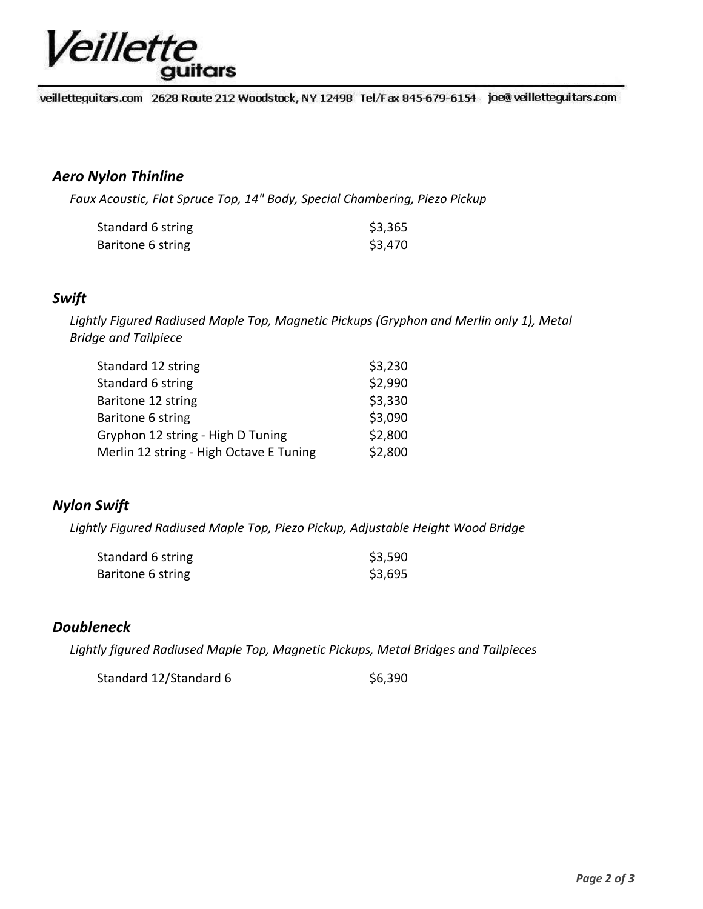## *Aero Nylon Thinline*

*Faux Acoustic, Flat Spruce Top, 14" Body, Special Chambering, Piezo Pickup*

| | |
|---|---|
| Standard 6 string | $3,365 |
| Baritone 6 string | $3,470 |

## *Swift*

*Lightly Figured Radiused Maple Top, Magnetic Pickups (Gryphon and Merlin only 1), Metal Bridge and Tailpiece*

| | |
|---|---|
| Standard 12 string | $3,230 |
| Standard 6 string | $2,990 |
| Baritone 12 string | $3,330 |
| Baritone 6 string | $3,090 |
| Gryphon 12 string - High D Tuning | $2,800 |
| Merlin 12 string - High Octave E Tuning | $2,800 |

## *Nylon Swift*

*Lightly Figured Radiused Maple Top, Piezo Pickup, Adjustable Height Wood Bridge*

| | |
|---|---|
| Standard 6 string | $3,590 |
| Baritone 6 string | $3,695 |

## *Doubleneck*

*Lightly figured Radiused Maple Top, Magnetic Pickups, Metal Bridges and Tailpieces*

| | |
|---|---|
| Standard 12/Standard 6 | $6,390 |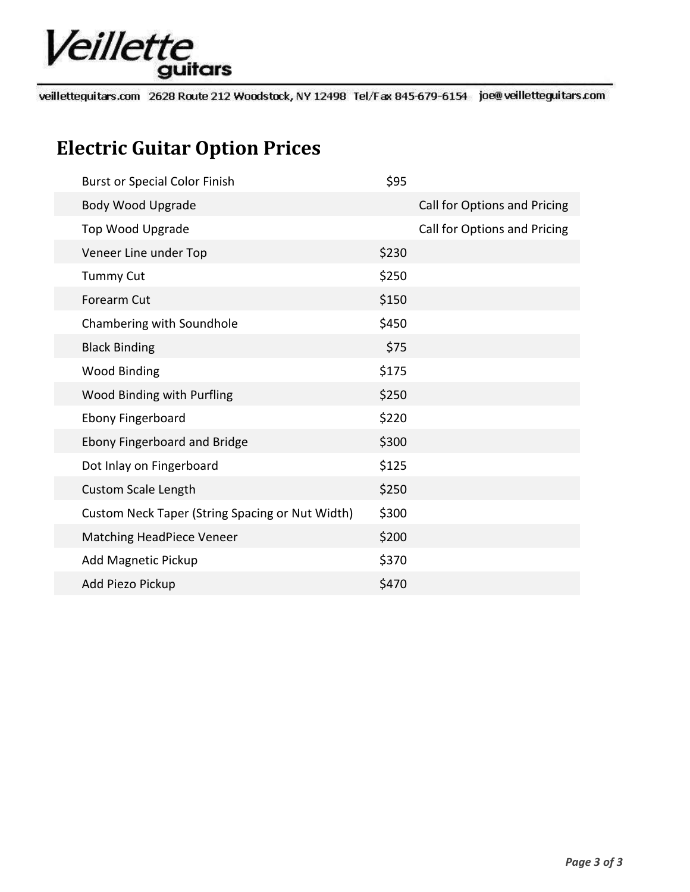# Electric Guitar Option Prices

| | | |
|---|---|---|
| Burst or Special Color Finish | $95 | |
| Body Wood Upgrade | | Call for Options and Pricing |
| Top Wood Upgrade | | Call for Options and Pricing |
| Veneer Line under Top | $230 | |
| Tummy Cut | $250 | |
| Forearm Cut | $150 | |
| Chambering with Soundhole | $450 | |
| Black Binding | $75 | |
| Wood Binding | $175 | |
| Wood Binding with Purfling | $250 | |
| Ebony Fingerboard | $220 | |
| Ebony Fingerboard and Bridge | $300 | |
| Dot Inlay on Fingerboard | $125 | |
| Custom Scale Length | $250 | |
| Custom Neck Taper (String Spacing or Nut Width) | $300 | |
| Matching HeadPiece Veneer | $200 | |
| Add Magnetic Pickup | $370 | |
| Add Piezo Pickup | $470 | |